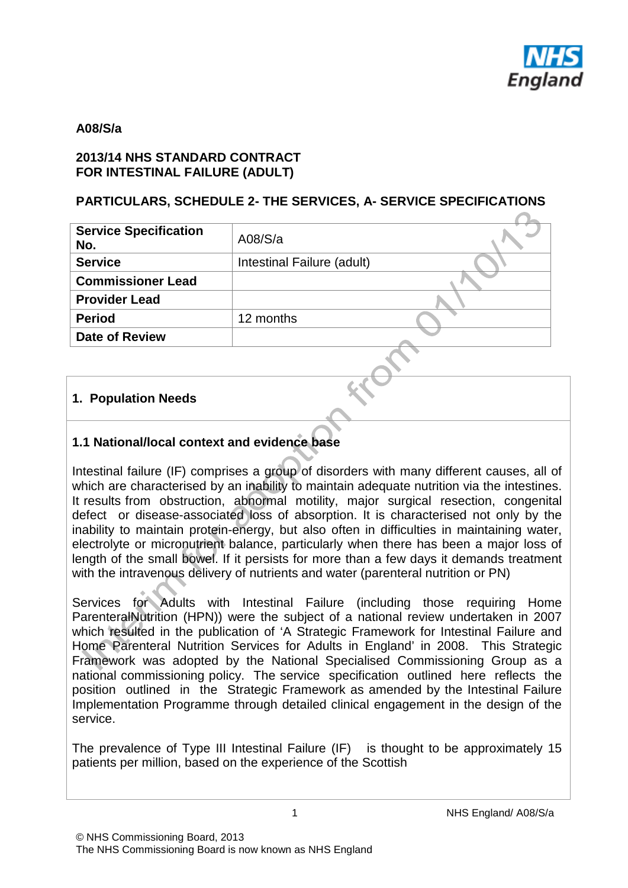**A08/S/a**

**2013/14 NHS STANDARD CONTRACT FOR INTESTINAL FAILURE (ADULT)**

**PARTICULARS, SCHEDULE 2- THE SERVICES, A- SERVICE SPECIFICATIONS**

| **Service Specification No.** | A08/S/a |
|---|---|
| **Service** | Intestinal Failure (adult) |
| **Commissioner Lead** | |
| **Provider Lead** | |
| **Period** | 12 months |
| **Date of Review** | |

Interim for adoption from 01/10/13

## 1. Population Needs

### 1.1 National/local context and evidence base

Intestinal failure (IF) comprises a group of disorders with many different causes, all of which are characterised by an inability to maintain adequate nutrition via the intestines. It results from obstruction, abnormal motility, major surgical resection, congenital defect or disease-associated loss of absorption. It is characterised not only by the inability to maintain protein-energy, but also often in difficulties in maintaining water, electrolyte or micronutrient balance, particularly when there has been a major loss of length of the small bowel. If it persists for more than a few days it demands treatment with the intravenous delivery of nutrients and water (parenteral nutrition or PN)

Services for Adults with Intestinal Failure (including those requiring Home ParenteralNutrition (HPN)) were the subject of a national review undertaken in 2007 which resulted in the publication of 'A Strategic Framework for Intestinal Failure and Home Parenteral Nutrition Services for Adults in England' in 2008. This Strategic Framework was adopted by the National Specialised Commissioning Group as a national commissioning policy. The service specification outlined here reflects the position outlined in the Strategic Framework as amended by the Intestinal Failure Implementation Programme through detailed clinical engagement in the design of the service.

The prevalence of Type III Intestinal Failure (IF) is thought to be approximately 15 patients per million, based on the experience of the Scottish

© NHS Commissioning Board, 2013
The NHS Commissioning Board is now known as NHS England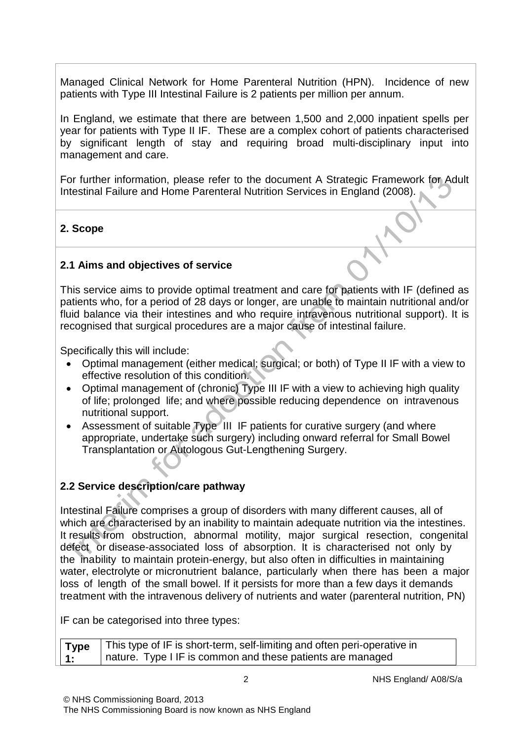Managed Clinical Network for Home Parenteral Nutrition (HPN). Incidence of new patients with Type III Intestinal Failure is 2 patients per million per annum.

In England, we estimate that there are between 1,500 and 2,000 inpatient spells per year for patients with Type II IF. These are a complex cohort of patients characterised by significant length of stay and requiring broad multi-disciplinary input into management and care.

For further information, please refer to the document A Strategic Framework for Adult Intestinal Failure and Home Parenteral Nutrition Services in England (2008).

## 2. Scope

### 2.1 Aims and objectives of service

This service aims to provide optimal treatment and care for patients with IF (defined as patients who, for a period of 28 days or longer, are unable to maintain nutritional and/or fluid balance via their intestines and who require intravenous nutritional support). It is recognised that surgical procedures are a major cause of intestinal failure.

Specifically this will include:

- Optimal management (either medical; surgical; or both) of Type II IF with a view to effective resolution of this condition.
- Optimal management of (chronic) Type III IF with a view to achieving high quality of life; prolonged life; and where possible reducing dependence on intravenous nutritional support.
- Assessment of suitable Type III IF patients for curative surgery (and where appropriate, undertake such surgery) including onward referral for Small Bowel Transplantation or Autologous Gut-Lengthening Surgery.

### 2.2 Service description/care pathway

Intestinal Failure comprises a group of disorders with many different causes, all of which are characterised by an inability to maintain adequate nutrition via the intestines. It results from obstruction, abnormal motility, major surgical resection, congenital defect or disease-associated loss of absorption. It is characterised not only by the inability to maintain protein-energy, but also often in difficulties in maintaining water, electrolyte or micronutrient balance, particularly when there has been a major loss of length of the small bowel. If it persists for more than a few days it demands treatment with the intravenous delivery of nutrients and water (parenteral nutrition, PN)

IF can be categorised into three types:

| | |
|---|---|
| **Type 1:** | This type of IF is short-term, self-limiting and often peri-operative in nature. Type I IF is common and these patients are managed |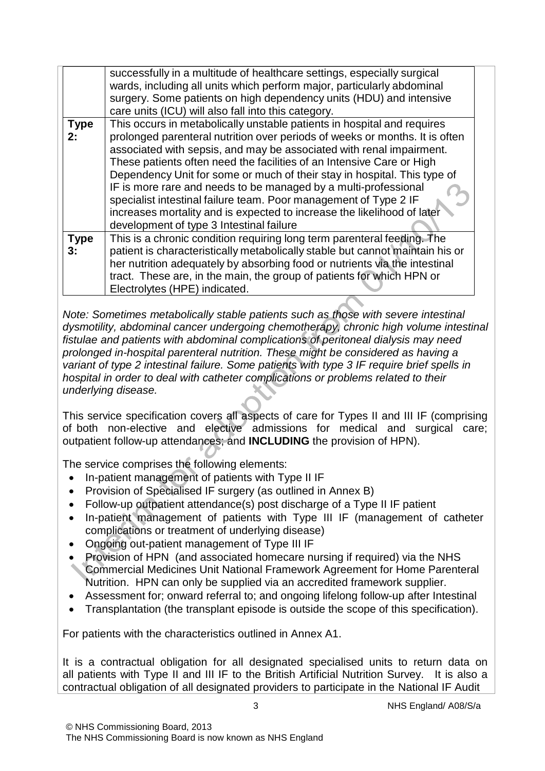| | |
|---|---|
| | successfully in a multitude of healthcare settings, especially surgical wards, including all units which perform major, particularly abdominal surgery. Some patients on high dependency units (HDU) and intensive care units (ICU) will also fall into this category. |
| **Type 2:** | This occurs in metabolically unstable patients in hospital and requires prolonged parenteral nutrition over periods of weeks or months. It is often associated with sepsis, and may be associated with renal impairment. These patients often need the facilities of an Intensive Care or High Dependency Unit for some or much of their stay in hospital. This type of IF is more rare and needs to be managed by a multi-professional specialist intestinal failure team. Poor management of Type 2 IF increases mortality and is expected to increase the likelihood of later development of type 3 Intestinal failure |
| **Type 3:** | This is a chronic condition requiring long term parenteral feeding. The patient is characteristically metabolically stable but cannot maintain his or her nutrition adequately by absorbing food or nutrients via the intestinal tract. These are, in the main, the group of patients for which HPN or Electrolytes (HPE) indicated. |

*Note: Sometimes metabolically stable patients such as those with severe intestinal dysmotility, abdominal cancer undergoing chemotherapy, chronic high volume intestinal fistulae and patients with abdominal complications of peritoneal dialysis may need prolonged in-hospital parenteral nutrition. These might be considered as having a variant of type 2 intestinal failure. Some patients with type 3 IF require brief spells in hospital in order to deal with catheter complications or problems related to their underlying disease.*

This service specification covers all aspects of care for Types II and III IF (comprising of both non-elective and elective admissions for medical and surgical care; outpatient follow-up attendances; and **INCLUDING** the provision of HPN).

The service comprises the following elements:

- In-patient management of patients with Type II IF
- Provision of Specialised IF surgery (as outlined in Annex B)
- Follow-up outpatient attendance(s) post discharge of a Type II IF patient
- In-patient management of patients with Type III IF (management of catheter complications or treatment of underlying disease)
- Ongoing out-patient management of Type III IF
- Provision of HPN (and associated homecare nursing if required) via the NHS Commercial Medicines Unit National Framework Agreement for Home Parenteral Nutrition. HPN can only be supplied via an accredited framework supplier.
- Assessment for; onward referral to; and ongoing lifelong follow-up after Intestinal
- Transplantation (the transplant episode is outside the scope of this specification).

For patients with the characteristics outlined in Annex A1.

It is a contractual obligation for all designated specialised units to return data on all patients with Type II and III IF to the British Artificial Nutrition Survey. It is also a contractual obligation of all designated providers to participate in the National IF Audit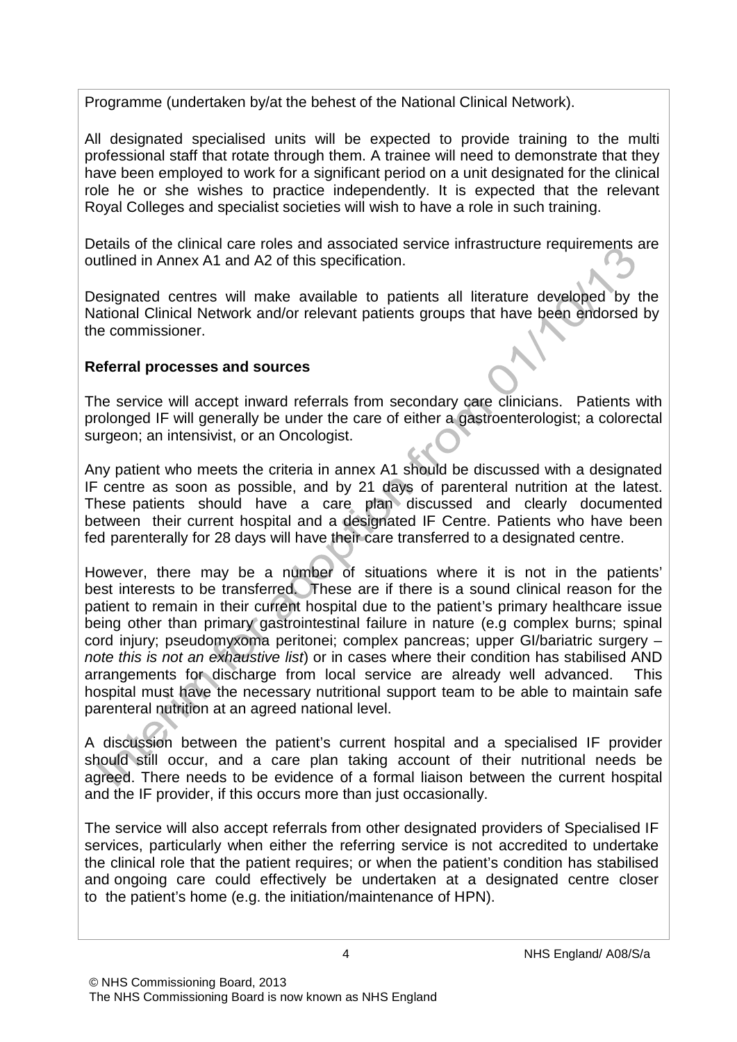Programme (undertaken by/at the behest of the National Clinical Network).

All designated specialised units will be expected to provide training to the multi professional staff that rotate through them. A trainee will need to demonstrate that they have been employed to work for a significant period on a unit designated for the clinical role he or she wishes to practice independently. It is expected that the relevant Royal Colleges and specialist societies will wish to have a role in such training.

Details of the clinical care roles and associated service infrastructure requirements are outlined in Annex A1 and A2 of this specification.

Designated centres will make available to patients all literature developed by the National Clinical Network and/or relevant patients groups that have been endorsed by the commissioner.

**Referral processes and sources**

The service will accept inward referrals from secondary care clinicians. Patients with prolonged IF will generally be under the care of either a gastroenterologist; a colorectal surgeon; an intensivist, or an Oncologist.

Any patient who meets the criteria in annex A1 should be discussed with a designated IF centre as soon as possible, and by 21 days of parenteral nutrition at the latest. These patients should have a care plan discussed and clearly documented between their current hospital and a designated IF Centre. Patients who have been fed parenterally for 28 days will have their care transferred to a designated centre.

However, there may be a number of situations where it is not in the patients' best interests to be transferred. These are if there is a sound clinical reason for the patient to remain in their current hospital due to the patient's primary healthcare issue being other than primary gastrointestinal failure in nature (e.g complex burns; spinal cord injury; pseudomyxoma peritonei; complex pancreas; upper GI/bariatric surgery – *note this is not an exhaustive list*) or in cases where their condition has stabilised AND arrangements for discharge from local service are already well advanced. This hospital must have the necessary nutritional support team to be able to maintain safe parenteral nutrition at an agreed national level.

A discussion between the patient's current hospital and a specialised IF provider should still occur, and a care plan taking account of their nutritional needs be agreed. There needs to be evidence of a formal liaison between the current hospital and the IF provider, if this occurs more than just occasionally.

The service will also accept referrals from other designated providers of Specialised IF services, particularly when either the referring service is not accredited to undertake the clinical role that the patient requires; or when the patient's condition has stabilised and ongoing care could effectively be undertaken at a designated centre closer to the patient's home (e.g. the initiation/maintenance of HPN).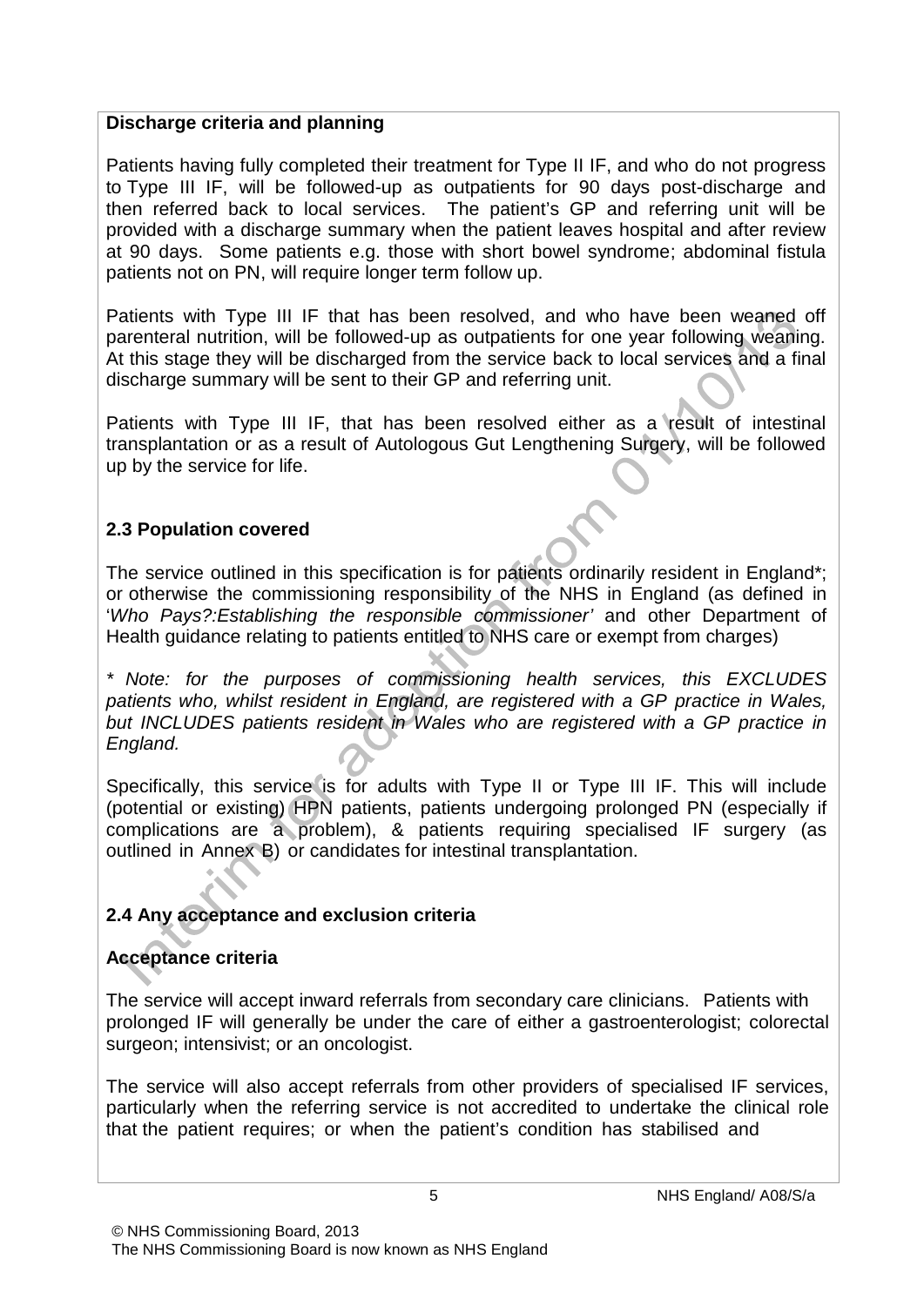**Discharge criteria and planning**

Patients having fully completed their treatment for Type II IF, and who do not progress to Type III IF, will be followed-up as outpatients for 90 days post-discharge and then referred back to local services. The patient's GP and referring unit will be provided with a discharge summary when the patient leaves hospital and after review at 90 days. Some patients e.g. those with short bowel syndrome; abdominal fistula patients not on PN, will require longer term follow up.

Patients with Type III IF that has been resolved, and who have been weaned off parenteral nutrition, will be followed-up as outpatients for one year following weaning. At this stage they will be discharged from the service back to local services and a final discharge summary will be sent to their GP and referring unit.

Patients with Type III IF, that has been resolved either as a result of intestinal transplantation or as a result of Autologous Gut Lengthening Surgery, will be followed up by the service for life.

## 2.3 Population covered

The service outlined in this specification is for patients ordinarily resident in England*; or otherwise the commissioning responsibility of the NHS in England (as defined in '*Who Pays?:Establishing the responsible commissioner'* and other Department of Health guidance relating to patients entitled to NHS care or exempt from charges)

*\* Note: for the purposes of commissioning health services, this EXCLUDES patients who, whilst resident in England, are registered with a GP practice in Wales, but INCLUDES patients resident in Wales who are registered with a GP practice in England.*

Specifically, this service is for adults with Type II or Type III IF. This will include (potential or existing) HPN patients, patients undergoing prolonged PN (especially if complications are a problem), & patients requiring specialised IF surgery (as outlined in Annex B) or candidates for intestinal transplantation.

## 2.4 Any acceptance and exclusion criteria

**Acceptance criteria**

The service will accept inward referrals from secondary care clinicians. Patients with prolonged IF will generally be under the care of either a gastroenterologist; colorectal surgeon; intensivist; or an oncologist.

The service will also accept referrals from other providers of specialised IF services, particularly when the referring service is not accredited to undertake the clinical role that the patient requires; or when the patient's condition has stabilised and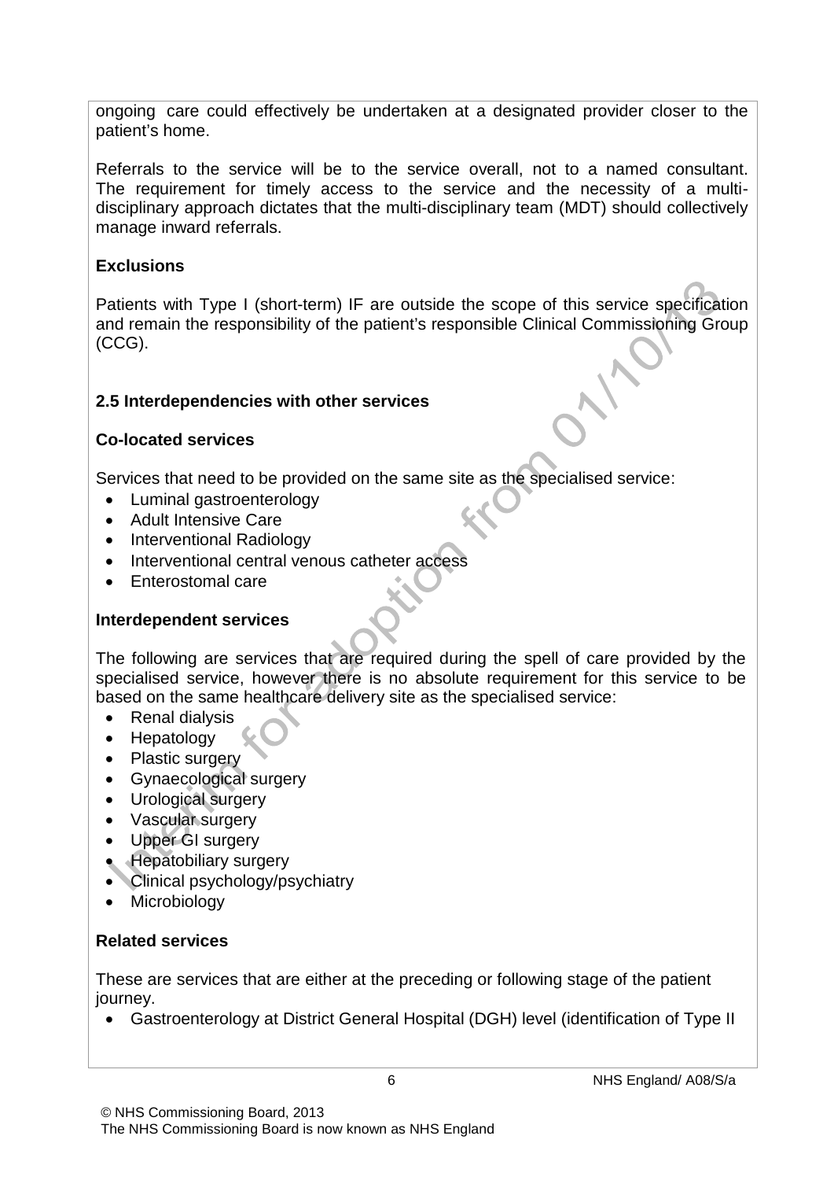ongoing care could effectively be undertaken at a designated provider closer to the patient's home.

Referrals to the service will be to the service overall, not to a named consultant. The requirement for timely access to the service and the necessity of a multi-disciplinary approach dictates that the multi-disciplinary team (MDT) should collectively manage inward referrals.

**Exclusions**

Patients with Type I (short-term) IF are outside the scope of this service specification and remain the responsibility of the patient's responsible Clinical Commissioning Group (CCG).

### 2.5 Interdependencies with other services

**Co-located services**

Services that need to be provided on the same site as the specialised service:

- Luminal gastroenterology
- Adult Intensive Care
- Interventional Radiology
- Interventional central venous catheter access
- Enterostomal care

**Interdependent services**

The following are services that are required during the spell of care provided by the specialised service, however there is no absolute requirement for this service to be based on the same healthcare delivery site as the specialised service:

- Renal dialysis
- Hepatology
- Plastic surgery
- Gynaecological surgery
- Urological surgery
- Vascular surgery
- Upper GI surgery
- Hepatobiliary surgery
- Clinical psychology/psychiatry
- Microbiology

**Related services**

These are services that are either at the preceding or following stage of the patient journey.

- Gastroenterology at District General Hospital (DGH) level (identification of Type II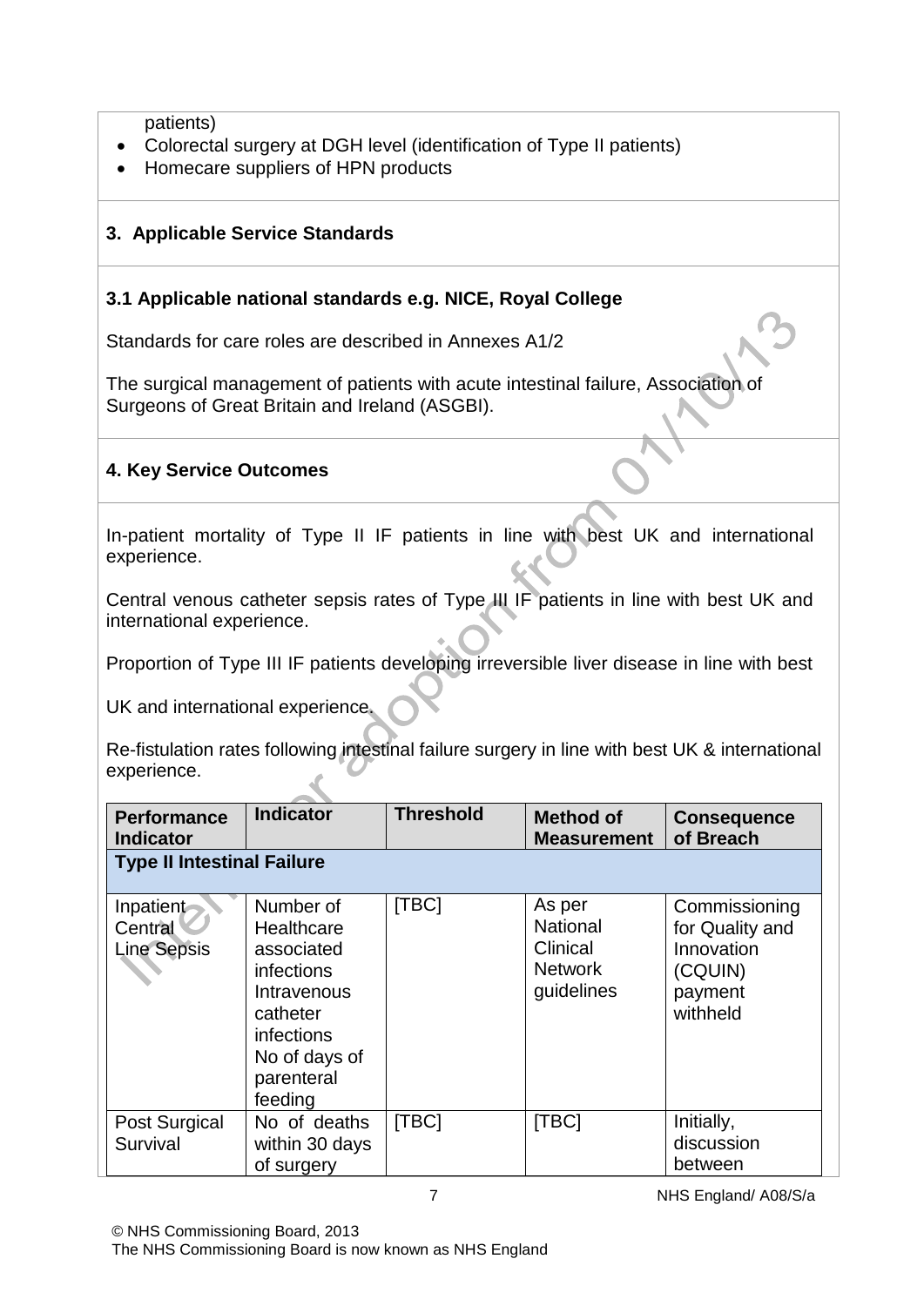patients)

- Colorectal surgery at DGH level (identification of Type II patients)
- Homecare suppliers of HPN products

### 3. Applicable Service Standards

### 3.1 Applicable national standards e.g. NICE, Royal College

Standards for care roles are described in Annexes A1/2

The surgical management of patients with acute intestinal failure, Association of Surgeons of Great Britain and Ireland (ASGBI).

### 4. Key Service Outcomes

In-patient mortality of Type II IF patients in line with best UK and international experience.

Central venous catheter sepsis rates of Type III IF patients in line with best UK and international experience.

Proportion of Type III IF patients developing irreversible liver disease in line with best

UK and international experience.

Re-fistulation rates following intestinal failure surgery in line with best UK & international experience.

| Performance Indicator | Indicator | Threshold | Method of Measurement | Consequence of Breach |
|---|---|---|---|---|
| **Type II Intestinal Failure** | | | | |
| Inpatient Central Line Sepsis | Number of Healthcare associated infections Intravenous catheter infections No of days of parenteral feeding | [TBC] | As per National Clinical Network guidelines | Commissioning for Quality and Innovation (CQUIN) payment withheld |
| Post Surgical Survival | No of deaths within 30 days of surgery | [TBC] | [TBC] | Initially, discussion between |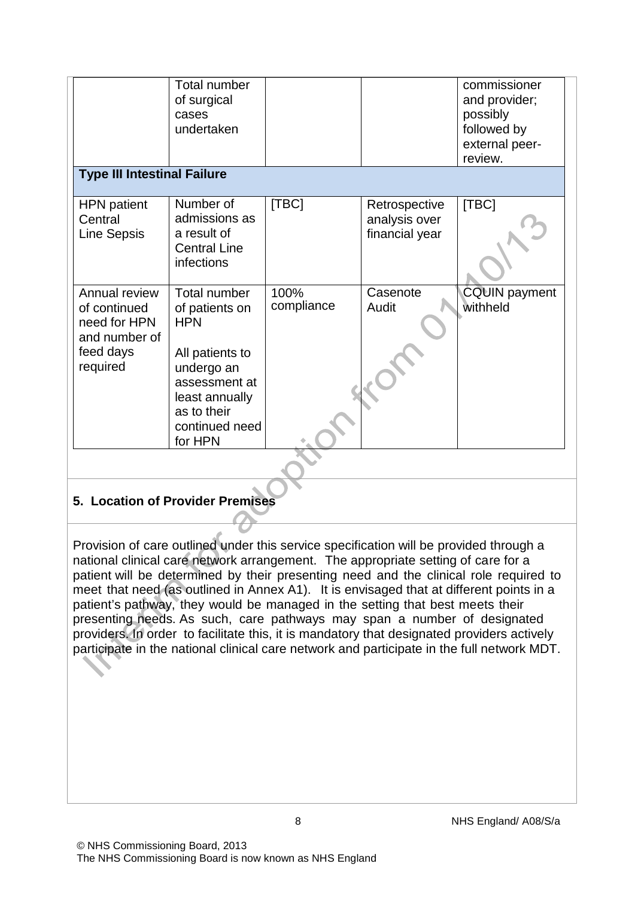|  | Total number of surgical cases undertaken |  |  | commissioner and provider; possibly followed by external peer-review. |
|---|---|---|---|---|
| **Type III Intestinal Failure** | | | | |
| HPN patient Central Line Sepsis | Number of admissions as a result of Central Line infections | [TBC] | Retrospective analysis over financial year | [TBC] |
| Annual review of continued need for HPN and number of feed days required | Total number of patients on HPN<br><br>All patients to undergo an assessment at least annually as to their continued need for HPN | 100% compliance | Casenote Audit | CQUIN payment withheld |

## 5. Location of Provider Premises

Provision of care outlined under this service specification will be provided through a national clinical care network arrangement. The appropriate setting of care for a patient will be determined by their presenting need and the clinical role required to meet that need (as outlined in Annex A1). It is envisaged that at different points in a patient's pathway, they would be managed in the setting that best meets their presenting needs. As such, care pathways may span a number of designated providers. In order to facilitate this, it is mandatory that designated providers actively participate in the national clinical care network and participate in the full network MDT.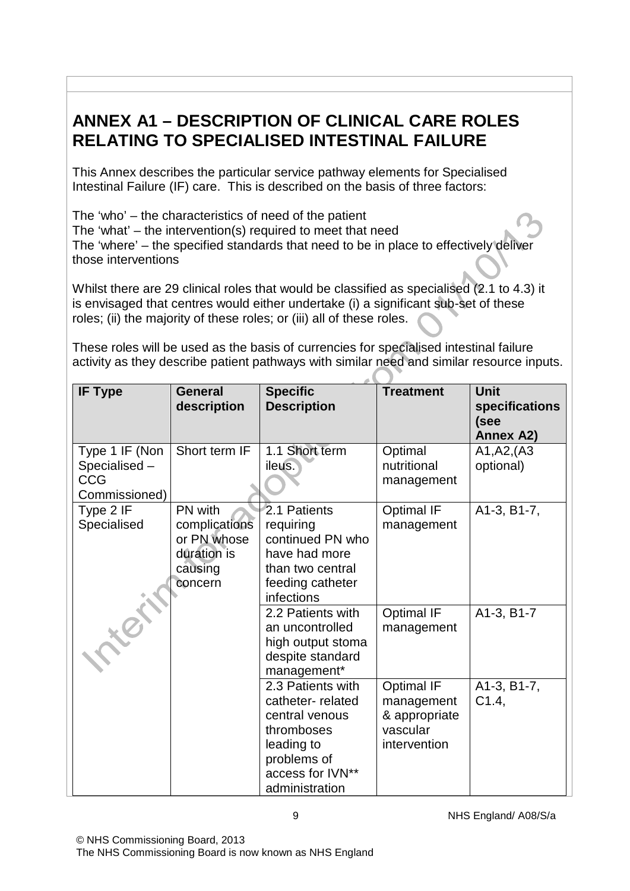# ANNEX A1 – DESCRIPTION OF CLINICAL CARE ROLES RELATING TO SPECIALISED INTESTINAL FAILURE

This Annex describes the particular service pathway elements for Specialised Intestinal Failure (IF) care. This is described on the basis of three factors:

The 'who' – the characteristics of need of the patient
The 'what' – the intervention(s) required to meet that need
The 'where' – the specified standards that need to be in place to effectively deliver those interventions

Whilst there are 29 clinical roles that would be classified as specialised (2.1 to 4.3) it is envisaged that centres would either undertake (i) a significant sub-set of these roles; (ii) the majority of these roles; or (iii) all of these roles.

These roles will be used as the basis of currencies for specialised intestinal failure activity as they describe patient pathways with similar need and similar resource inputs.

| IF Type | General description | Specific Description | Treatment | Unit specifications (see Annex A2) |
|---|---|---|---|---|
| Type 1 IF (Non Specialised – CCG Commissioned) | Short term IF | 1.1 Short term ileus. | Optimal nutritional management | A1,A2,(A3 optional) |
| Type 2 IF Specialised | PN with complications or PN whose duration is causing concern | 2.1 Patients requiring continued PN who have had more than two central feeding catheter infections | Optimal IF management | A1-3, B1-7, |
| | | 2.2 Patients with an uncontrolled high output stoma despite standard management* | Optimal IF management | A1-3, B1-7 |
| | | 2.3 Patients with catheter- related central venous thromboses leading to problems of access for IVN** administration | Optimal IF management & appropriate vascular intervention | A1-3, B1-7, C1.4, |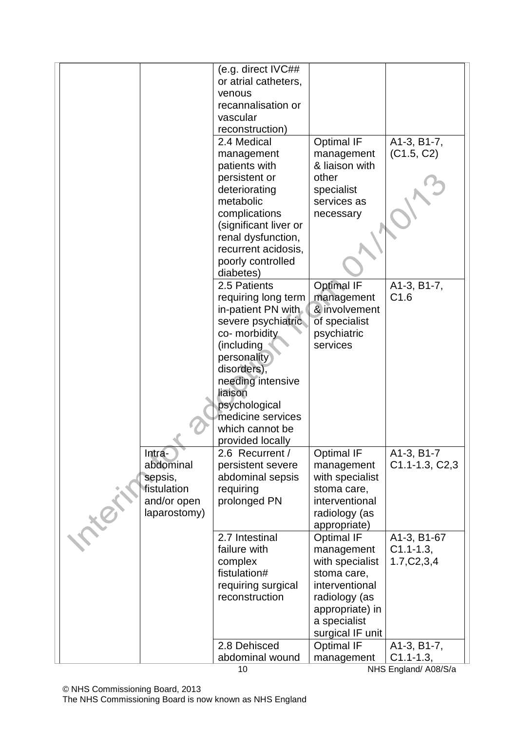|  |  | (e.g. direct IVC## or atrial catheters, venous recannalisation or vascular reconstruction) |  |  |
|---|---|---|---|---|
|  |  | 2.4 Medical management patients with persistent or deteriorating metabolic complications (significant liver or renal dysfunction, recurrent acidosis, poorly controlled diabetes) | Optimal IF management & liaison with other specialist services as necessary | A1-3, B1-7, (C1.5, C2) |
|  |  | 2.5 Patients requiring long term in-patient PN with severe psychiatric co- morbidity (including personality disorders), needing intensive liaison psychological medicine services which cannot be provided locally | Optimal IF management & involvement of specialist psychiatric services | A1-3, B1-7, C1.6 |
|  | Intra-abdominal sepsis, fistulation and/or open laparostomy) | 2.6 Recurrent / persistent severe abdominal sepsis requiring prolonged PN | Optimal IF management with specialist stoma care, interventional radiology (as appropriate) | A1-3, B1-7 C1.1-1.3, C2,3 |
|  |  | 2.7 Intestinal failure with complex fistulation# requiring surgical reconstruction | Optimal IF management with specialist stoma care, interventional radiology (as appropriate) in a specialist surgical IF unit | A1-3, B1-67 C1.1-1.3, 1.7,C2,3,4 |
|  |  | 2.8 Dehisced abdominal wound | Optimal IF management | A1-3, B1-7, C1.1-1.3, |

NHS England/ A08/S/a

© NHS Commissioning Board, 2013
The NHS Commissioning Board is now known as NHS England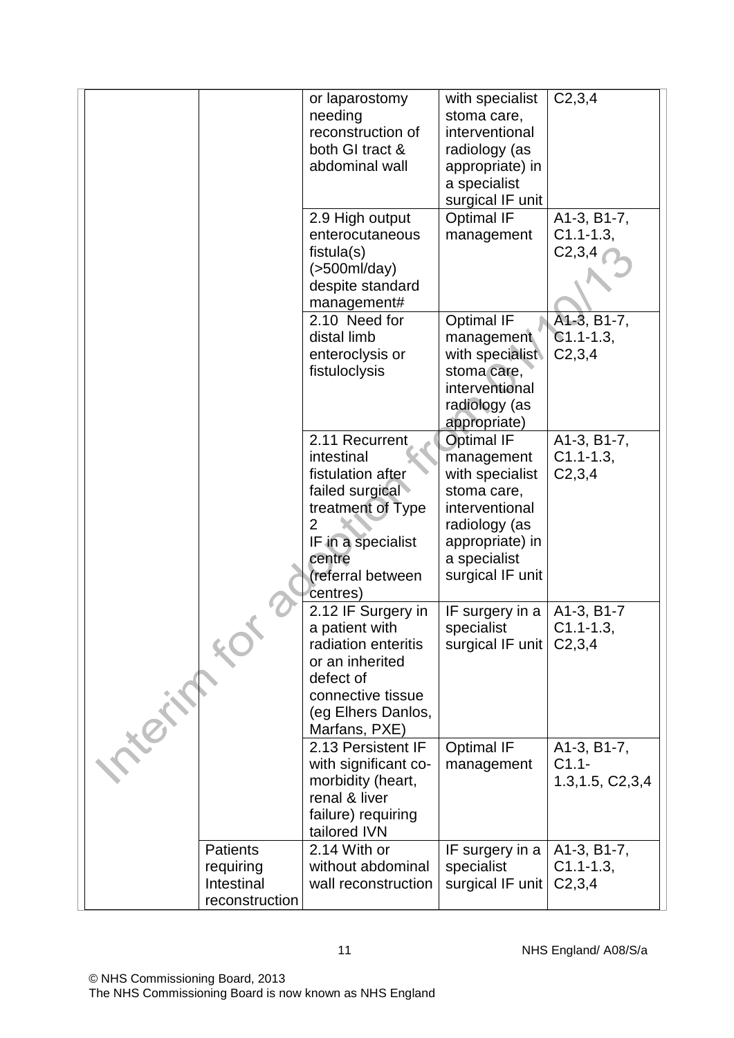| | | | | |
|---|---|---|---|---|
| | | or laparostomy needing reconstruction of both GI tract & abdominal wall | with specialist stoma care, interventional radiology (as appropriate) in a specialist surgical IF unit | C2,3,4 |
| | | 2.9 High output enterocutaneous fistula(s) (>500ml/day) despite standard management# | Optimal IF management | A1-3, B1-7, C1.1-1.3, C2,3,4 |
| | | 2.10 Need for distal limb enteroclysis or fistuloclysis | Optimal IF management with specialist stoma care, interventional radiology (as appropriate) | A1-3, B1-7, C1.1-1.3, C2,3,4 |
| | | 2.11 Recurrent intestinal fistulation after failed surgical treatment of Type 2 IF in a specialist centre (referral between centres) | Optimal IF management with specialist stoma care, interventional radiology (as appropriate) in a specialist surgical IF unit | A1-3, B1-7, C1.1-1.3, C2,3,4 |
| | | 2.12 IF Surgery in a patient with radiation enteritis or an inherited defect of connective tissue (eg Elhers Danlos, Marfans, PXE) | IF surgery in a specialist surgical IF unit | A1-3, B1-7 C1.1-1.3, C2,3,4 |
| | | 2.13 Persistent IF with significant co-morbidity (heart, renal & liver failure) requiring tailored IVN | Optimal IF management | A1-3, B1-7, C1.1-1.3,1.5, C2,3,4 |
| | Patients requiring Intestinal reconstruction | 2.14 With or without abdominal wall reconstruction | IF surgery in a specialist surgical IF unit | A1-3, B1-7, C1.1-1.3, C2,3,4 |

NHS England/ A08/S/a

© NHS Commissioning Board, 2013
The NHS Commissioning Board is now known as NHS England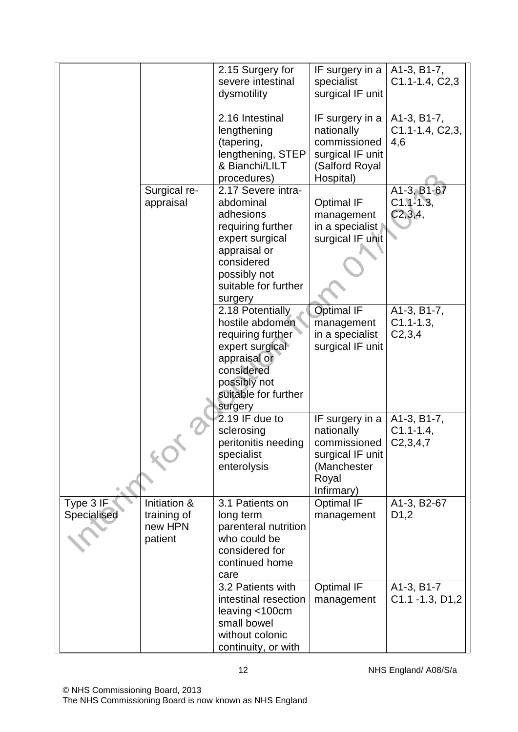| | | | | |
|---|---|---|---|---|
| | | 2.15 Surgery for severe intestinal dysmotility | IF surgery in a specialist surgical IF unit | A1-3, B1-7, C1.1-1.4, C2,3 |
| | | 2.16 Intestinal lengthening (tapering, lengthening, STEP & Bianchi/LILT procedures) | IF surgery in a nationally commissioned surgical IF unit (Salford Royal Hospital) | A1-3, B1-7, C1.1-1.4, C2,3, 4,6 |
| | Surgical re-appraisal | 2.17 Severe intra-abdominal adhesions requiring further expert surgical appraisal or considered possibly not suitable for further surgery | Optimal IF management in a specialist surgical IF unit | A1-3, B1-67 C1.1-1.3, C2,3,4, |
| | | 2.18 Potentially hostile abdomen requiring further expert surgical appraisal or considered possibly not suitable for further surgery | Optimal IF management in a specialist surgical IF unit | A1-3, B1-7, C1.1-1.3, C2,3,4 |
| | | 2.19 IF due to sclerosing peritonitis needing specialist enterolysis | IF surgery in a nationally commissioned surgical IF unit (Manchester Royal Infirmary) | A1-3, B1-7, C1.1-1.4, C2,3,4,7 |
| Type 3 IF Specialised | Initiation & training of new HPN patient | 3.1 Patients on long term parenteral nutrition who could be considered for continued home care | Optimal IF management | A1-3, B2-67 D1,2 |
| | | 3.2 Patients with intestinal resection leaving <100cm small bowel without colonic continuity, or with | Optimal IF management | A1-3, B1-7 C1.1 -1.3, D1,2 |

© NHS Commissioning Board, 2013
The NHS Commissioning Board is now known as NHS England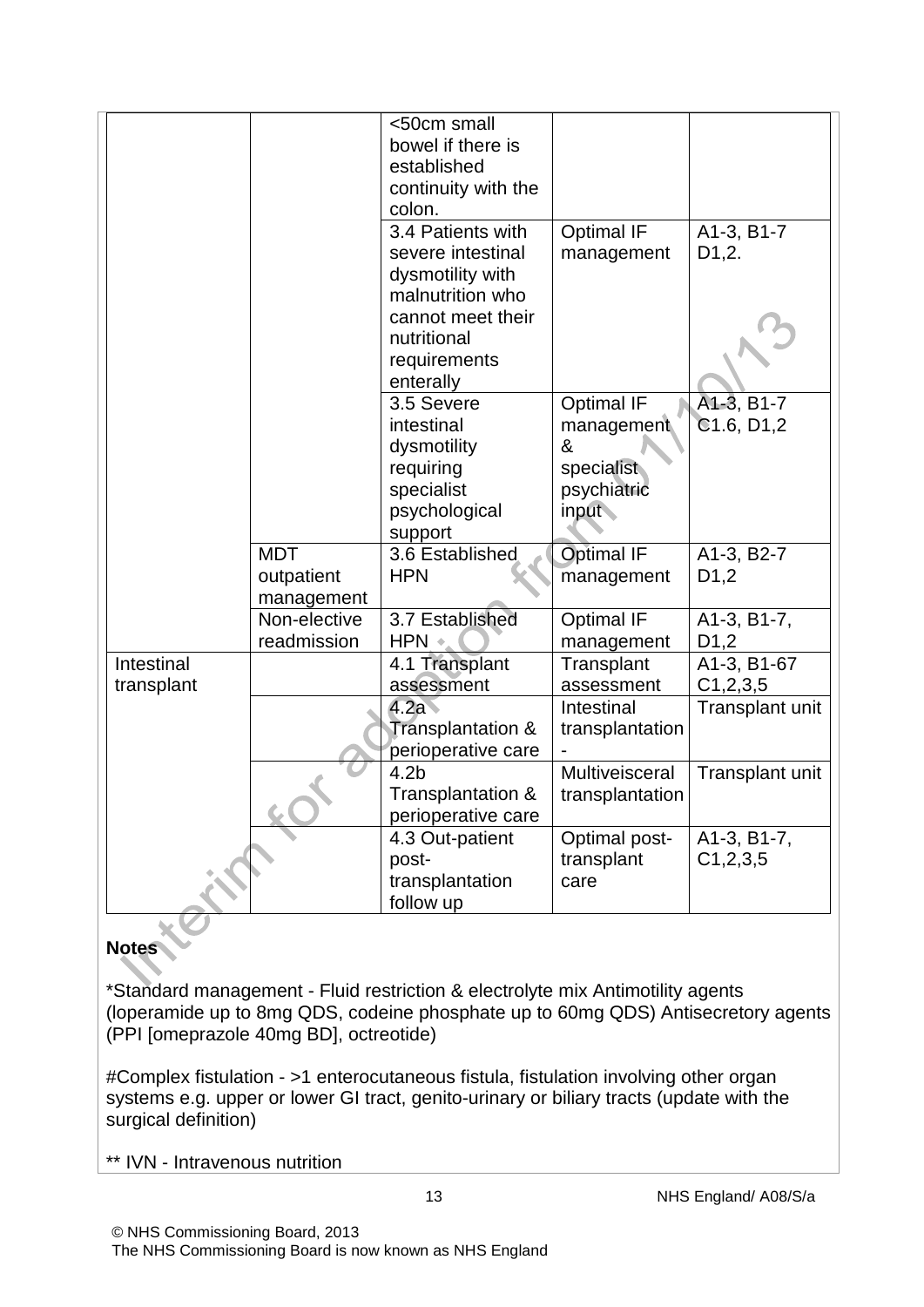| | | | | |
|---|---|---|---|---|
| | | <50cm small bowel if there is established continuity with the colon. | | |
| | | 3.4 Patients with severe intestinal dysmotility with malnutrition who cannot meet their nutritional requirements enterally | Optimal IF management | A1-3, B1-7 D1,2. |
| | | 3.5 Severe intestinal dysmotility requiring specialist psychological support | Optimal IF management & specialist psychiatric input | A1-3, B1-7 C1.6, D1,2 |
| | MDT outpatient management | 3.6 Established HPN | Optimal IF management | A1-3, B2-7 D1,2 |
| | Non-elective readmission | 3.7 Established HPN | Optimal IF management | A1-3, B1-7, D1,2 |
| Intestinal transplant | | 4.1 Transplant assessment | Transplant assessment | A1-3, B1-67 C1,2,3,5 |
| | | 4.2a Transplantation & perioperative care | Intestinal transplantation - | Transplant unit |
| | | 4.2b Transplantation & perioperative care | Multiveisceral transplantation | Transplant unit |
| | | 4.3 Out-patient post-transplantation follow up | Optimal post-transplant care | A1-3, B1-7, C1,2,3,5 |

**Notes**

*Standard management - Fluid restriction & electrolyte mix Antimotility agents (loperamide up to 8mg QDS, codeine phosphate up to 60mg QDS) Antisecretory agents (PPI [omeprazole 40mg BD], octreotide)

#Complex fistulation - >1 enterocutaneous fistula, fistulation involving other organ systems e.g. upper or lower GI tract, genito-urinary or biliary tracts (update with the surgical definition)

** IVN - Intravenous nutrition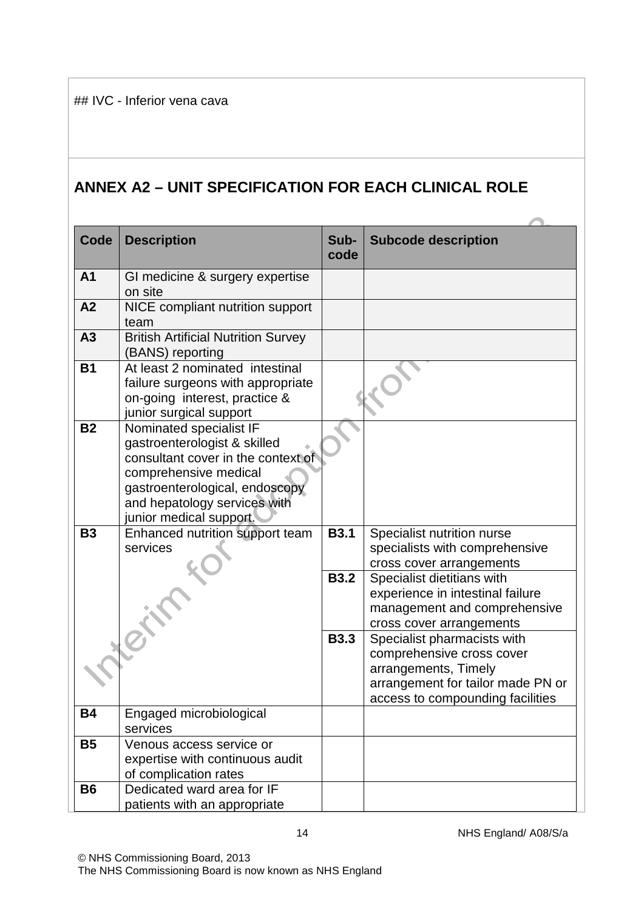## IVC - Inferior vena cava

## ANNEX A2 – UNIT SPECIFICATION FOR EACH CLINICAL ROLE

| Code | Description | Sub-code | Subcode description |
|---|---|---|---|
| **A1** | GI medicine & surgery expertise on site | | |
| **A2** | NICE compliant nutrition support team | | |
| **A3** | British Artificial Nutrition Survey (BANS) reporting | | |
| **B1** | At least 2 nominated intestinal failure surgeons with appropriate on-going interest, practice & junior surgical support | | |
| **B2** | Nominated specialist IF gastroenterologist & skilled consultant cover in the context of comprehensive medical gastroenterological, endoscopy and hepatology services with junior medical support. | | |
| **B3** | Enhanced nutrition support team services | **B3.1** | Specialist nutrition nurse specialists with comprehensive cross cover arrangements |
| | | **B3.2** | Specialist dietitians with experience in intestinal failure management and comprehensive cross cover arrangements |
| | | **B3.3** | Specialist pharmacists with comprehensive cross cover arrangements, Timely arrangement for tailor made PN or access to compounding facilities |
| **B4** | Engaged microbiological services | | |
| **B5** | Venous access service or expertise with continuous audit of complication rates | | |
| **B6** | Dedicated ward area for IF patients with an appropriate | | |

NHS England/ A08/S/a

© NHS Commissioning Board, 2013
The NHS Commissioning Board is now known as NHS England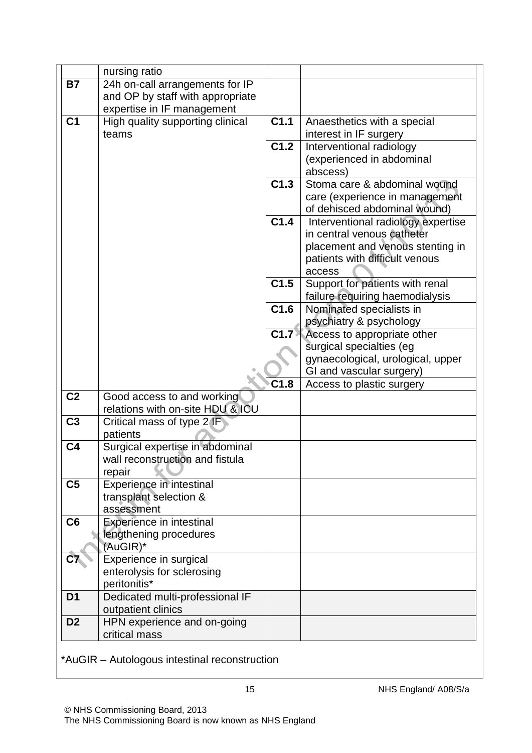| | | | |
|---|---|---|---|
| | nursing ratio | | |
| **B7** | 24h on-call arrangements for IP and OP by staff with appropriate expertise in IF management | | |
| **C1** | High quality supporting clinical teams | **C1.1** | Anaesthetics with a special interest in IF surgery |
| | | **C1.2** | Interventional radiology (experienced in abdominal abscess) |
| | | **C1.3** | Stoma care & abdominal wound care (experience in management of dehisced abdominal wound) |
| | | **C1.4** | Interventional radiology expertise in central venous catheter placement and venous stenting in patients with difficult venous access |
| | | **C1.5** | Support for patients with renal failure requiring haemodialysis |
| | | **C1.6** | Nominated specialists in psychiatry & psychology |
| | | **C1.7** | Access to appropriate other surgical specialties (eg gynaecological, urological, upper GI and vascular surgery) |
| | | **C1.8** | Access to plastic surgery |
| **C2** | Good access to and working relations with on-site HDU & ICU | | |
| **C3** | Critical mass of type 2 IF patients | | |
| **C4** | Surgical expertise in abdominal wall reconstruction and fistula repair | | |
| **C5** | Experience in intestinal transplant selection & assessment | | |
| **C6** | Experience in intestinal lengthening procedures (AuGIR)* | | |
| **C7** | Experience in surgical enterolysis for sclerosing peritonitis* | | |
| **D1** | Dedicated multi-professional IF outpatient clinics | | |
| **D2** | HPN experience and on-going critical mass | | |

*AuGIR – Autologous intestinal reconstruction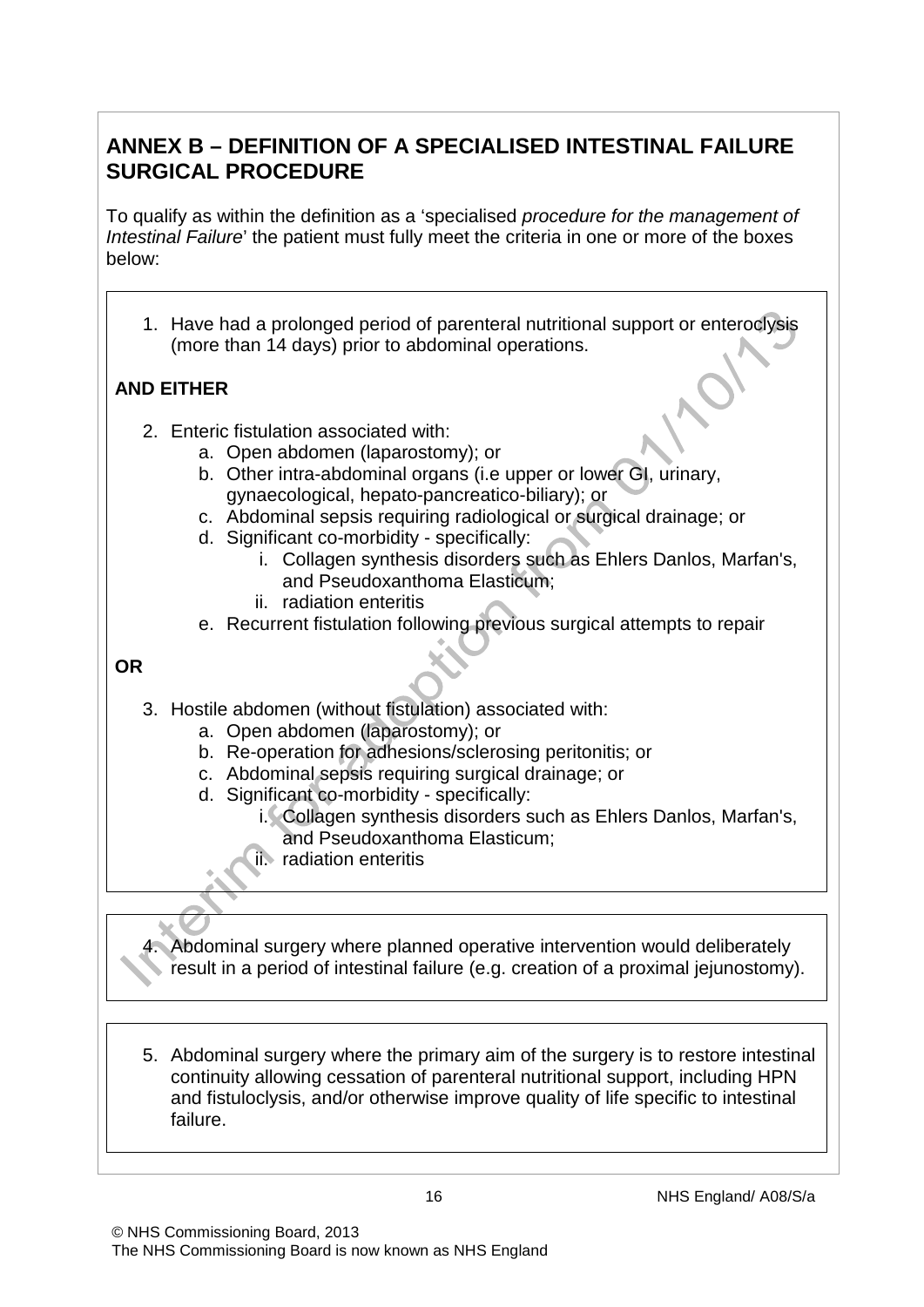## ANNEX B – DEFINITION OF A SPECIALISED INTESTINAL FAILURE SURGICAL PROCEDURE

To qualify as within the definition as a 'specialised *procedure for the management of Intestinal Failure*' the patient must fully meet the criteria in one or more of the boxes below:

1. Have had a prolonged period of parenteral nutritional support or enteroclysis (more than 14 days) prior to abdominal operations.

**AND EITHER**

2. Enteric fistulation associated with:
    a. Open abdomen (laparostomy); or
    b. Other intra-abdominal organs (i.e upper or lower GI, urinary, gynaecological, hepato-pancreatico-biliary); or
    c. Abdominal sepsis requiring radiological or surgical drainage; or
    d. Significant co-morbidity - specifically:
        i. Collagen synthesis disorders such as Ehlers Danlos, Marfan's, and Pseudoxanthoma Elasticum;
        ii. radiation enteritis
    e. Recurrent fistulation following previous surgical attempts to repair

**OR**

3. Hostile abdomen (without fistulation) associated with:
    a. Open abdomen (laparostomy); or
    b. Re-operation for adhesions/sclerosing peritonitis; or
    c. Abdominal sepsis requiring surgical drainage; or
    d. Significant co-morbidity - specifically:
        i. Collagen synthesis disorders such as Ehlers Danlos, Marfan's, and Pseudoxanthoma Elasticum;
        ii. radiation enteritis

4. Abdominal surgery where planned operative intervention would deliberately result in a period of intestinal failure (e.g. creation of a proximal jejunostomy).

5. Abdominal surgery where the primary aim of the surgery is to restore intestinal continuity allowing cessation of parenteral nutritional support, including HPN and fistuloclysis, and/or otherwise improve quality of life specific to intestinal failure.

© NHS Commissioning Board, 2013
The NHS Commissioning Board is now known as NHS England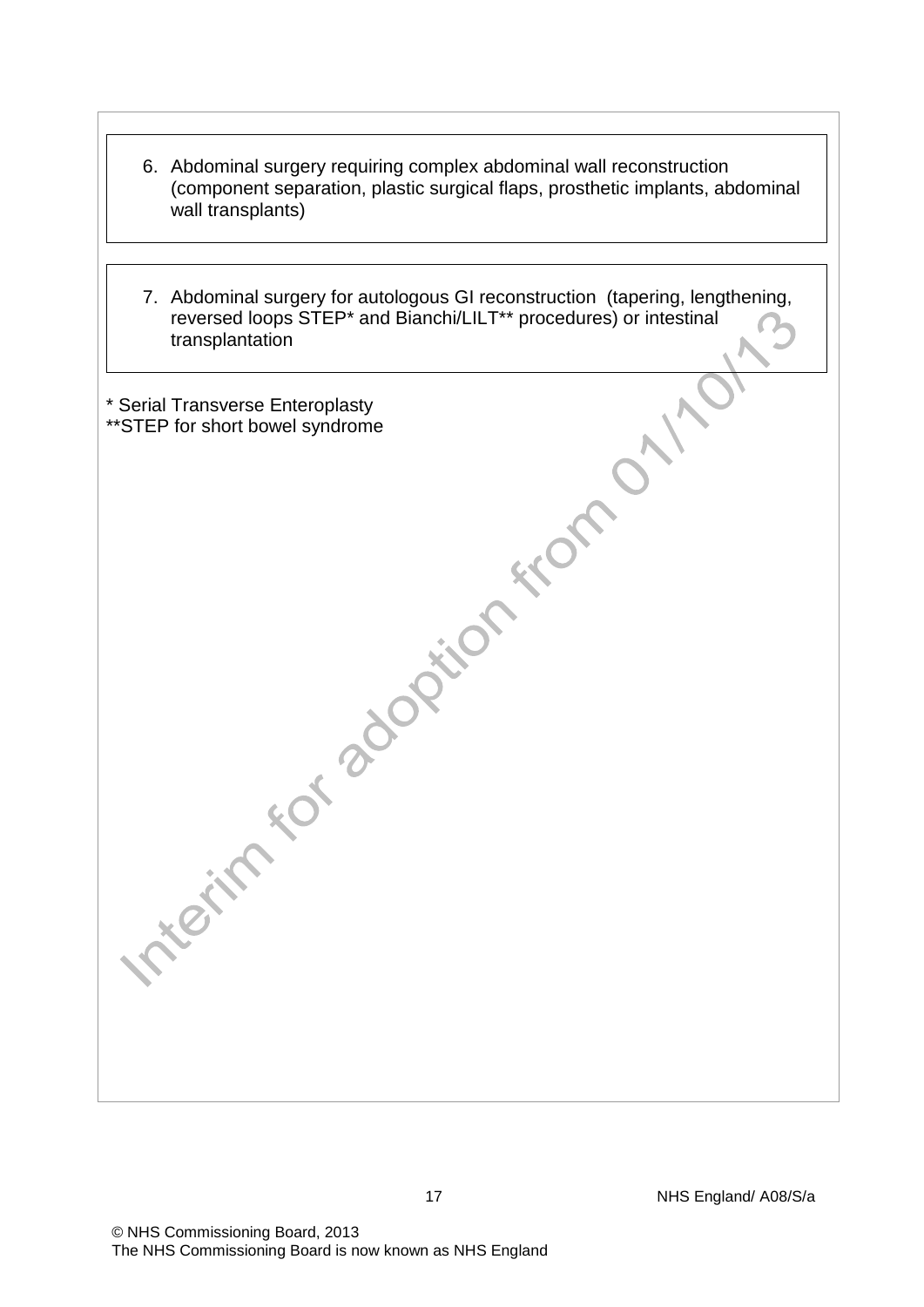6. Abdominal surgery requiring complex abdominal wall reconstruction (component separation, plastic surgical flaps, prosthetic implants, abdominal wall transplants)

7. Abdominal surgery for autologous GI reconstruction (tapering, lengthening, reversed loops STEP* and Bianchi/LILT** procedures) or intestinal transplantation

* Serial Transverse Enteroplasty
**STEP for short bowel syndrome

Interim for adoption from 01/10/13

© NHS Commissioning Board, 2013
The NHS Commissioning Board is now known as NHS England